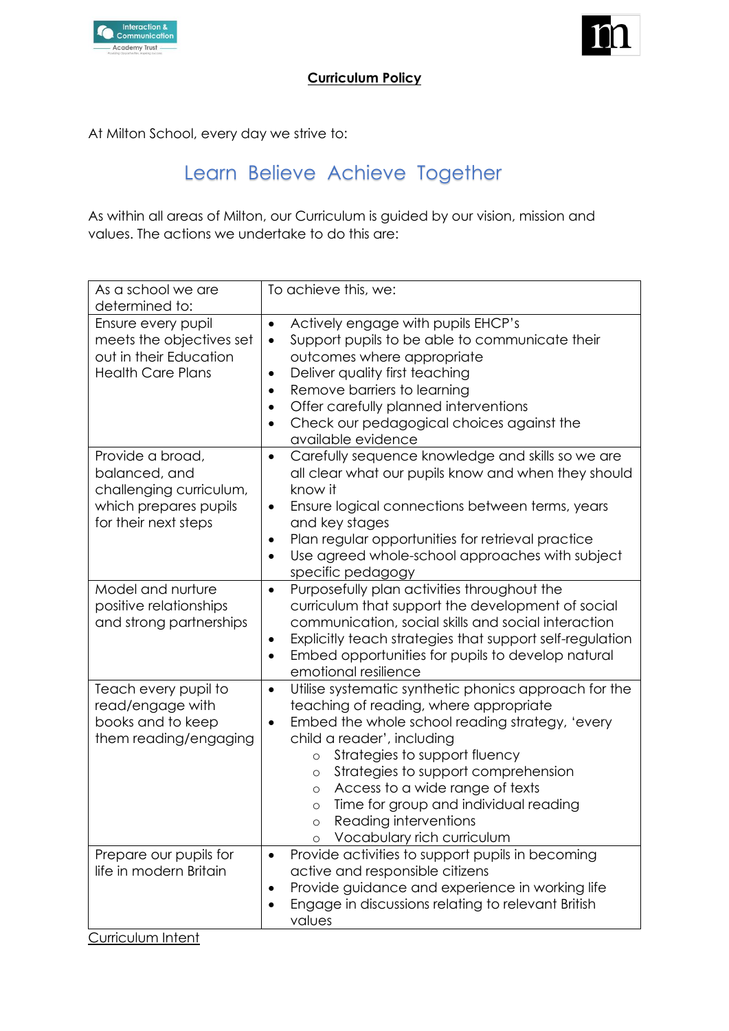# Curriculum Policy

At Milton School, every day we strive to:

## Learn Believe Achieve Together

As within all areas of Milton, our Curriculum is guided by our vision, mission and values. The actions we undertake to do this are:

| As a school we are determined to: | To achieve this, we: |
|---|---|
| Ensure every pupil meets the objectives set out in their Education Health Care Plans | • Actively engage with pupils EHCP's<br>• Support pupils to be able to communicate their outcomes where appropriate<br>• Deliver quality first teaching<br>• Remove barriers to learning<br>• Offer carefully planned interventions<br>• Check our pedagogical choices against the available evidence |
| Provide a broad, balanced, and challenging curriculum, which prepares pupils for their next steps | • Carefully sequence knowledge and skills so we are all clear what our pupils know and when they should know it<br>• Ensure logical connections between terms, years and key stages<br>• Plan regular opportunities for retrieval practice<br>• Use agreed whole-school approaches with subject specific pedagogy |
| Model and nurture positive relationships and strong partnerships | • Purposefully plan activities throughout the curriculum that support the development of social communication, social skills and social interaction<br>• Explicitly teach strategies that support self-regulation<br>• Embed opportunities for pupils to develop natural emotional resilience |
| Teach every pupil to read/engage with books and to keep them reading/engaging | • Utilise systematic synthetic phonics approach for the teaching of reading, where appropriate<br>• Embed the whole school reading strategy, 'every child a reader', including<br>&nbsp;&nbsp;&nbsp;&nbsp;○ Strategies to support fluency<br>&nbsp;&nbsp;&nbsp;&nbsp;○ Strategies to support comprehension<br>&nbsp;&nbsp;&nbsp;&nbsp;○ Access to a wide range of texts<br>&nbsp;&nbsp;&nbsp;&nbsp;○ Time for group and individual reading<br>&nbsp;&nbsp;&nbsp;&nbsp;○ Reading interventions<br>&nbsp;&nbsp;&nbsp;&nbsp;○ Vocabulary rich curriculum |
| Prepare our pupils for life in modern Britain | • Provide activities to support pupils in becoming active and responsible citizens<br>• Provide guidance and experience in working life<br>• Engage in discussions relating to relevant British values |

## Curriculum Intent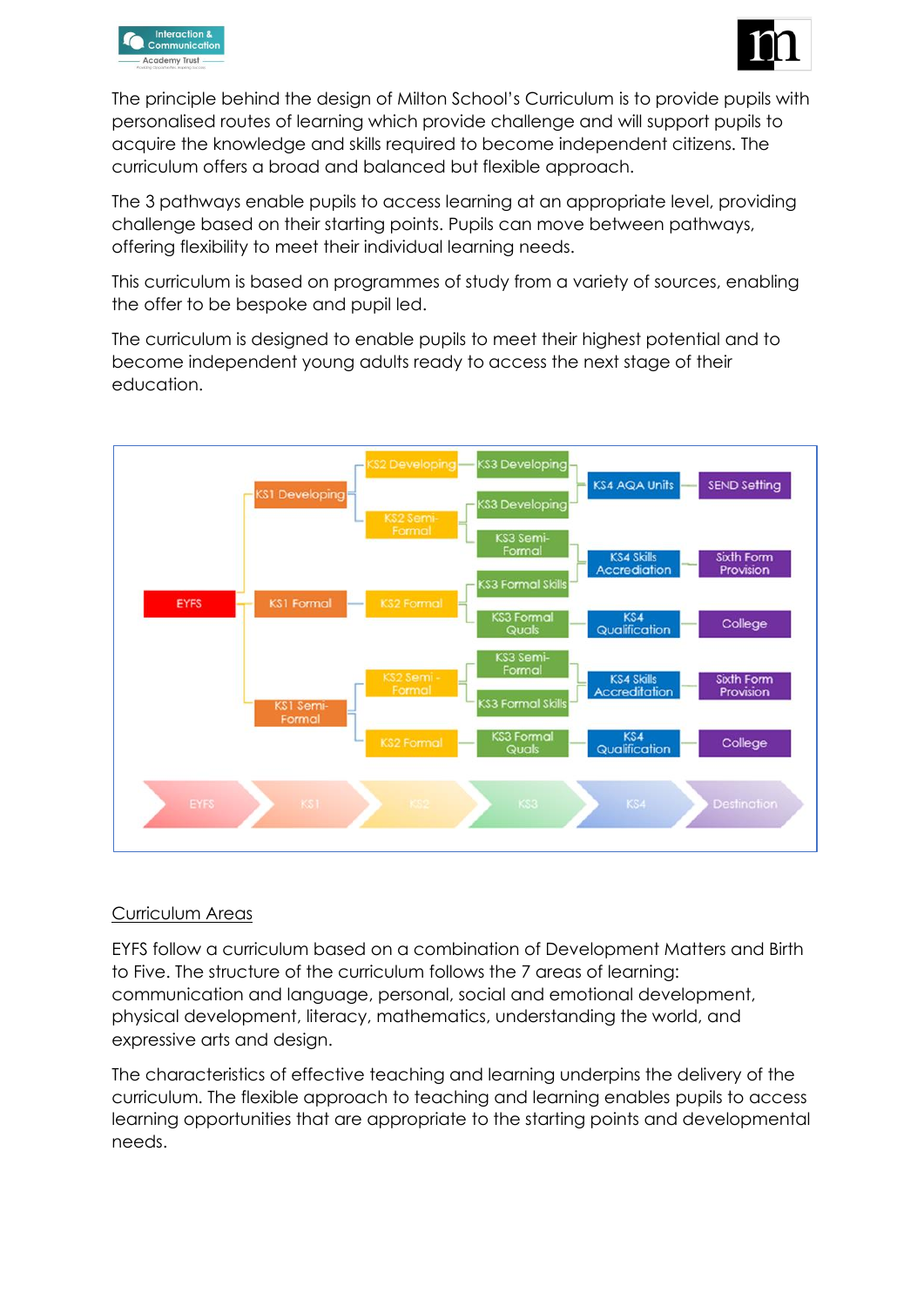The principle behind the design of Milton School's Curriculum is to provide pupils with personalised routes of learning which provide challenge and will support pupils to acquire the knowledge and skills required to become independent citizens. The curriculum offers a broad and balanced but flexible approach.

The 3 pathways enable pupils to access learning at an appropriate level, providing challenge based on their starting points. Pupils can move between pathways, offering flexibility to meet their individual learning needs.

This curriculum is based on programmes of study from a variety of sources, enabling the offer to be bespoke and pupil led.

The curriculum is designed to enable pupils to meet their highest potential and to become independent young adults ready to access the next stage of their education.

- EYFS
  - KS1 Developing
    - KS2 Developing
      - KS3 Developing
    - KS2 Semi-Formal
      - KS3 Developing
      - KS3 Semi-Formal
      - KS4 AQA Units → SEND Setting
      - KS4 Skills Accrediation → Sixth Form Provision
  - KS1 Formal
    - KS2 Formal
      - KS3 Formal Skills
      - KS3 Formal Quals → KS4 Qualification → College
  - KS1 Semi-Formal
    - KS2 Semi-Formal
      - KS3 Semi-Formal
      - KS3 Formal Skills
      - KS4 Skills Accreditation → Sixth Form Provision
    - KS2 Formal
      - KS3 Formal Quals → KS4 Qualification → College

EYFS → KS1 → KS2 → KS3 → KS4 → Destination

## Curriculum Areas

EYFS follow a curriculum based on a combination of Development Matters and Birth to Five. The structure of the curriculum follows the 7 areas of learning: communication and language, personal, social and emotional development, physical development, literacy, mathematics, understanding the world, and expressive arts and design.

The characteristics of effective teaching and learning underpins the delivery of the curriculum. The flexible approach to teaching and learning enables pupils to access learning opportunities that are appropriate to the starting points and developmental needs.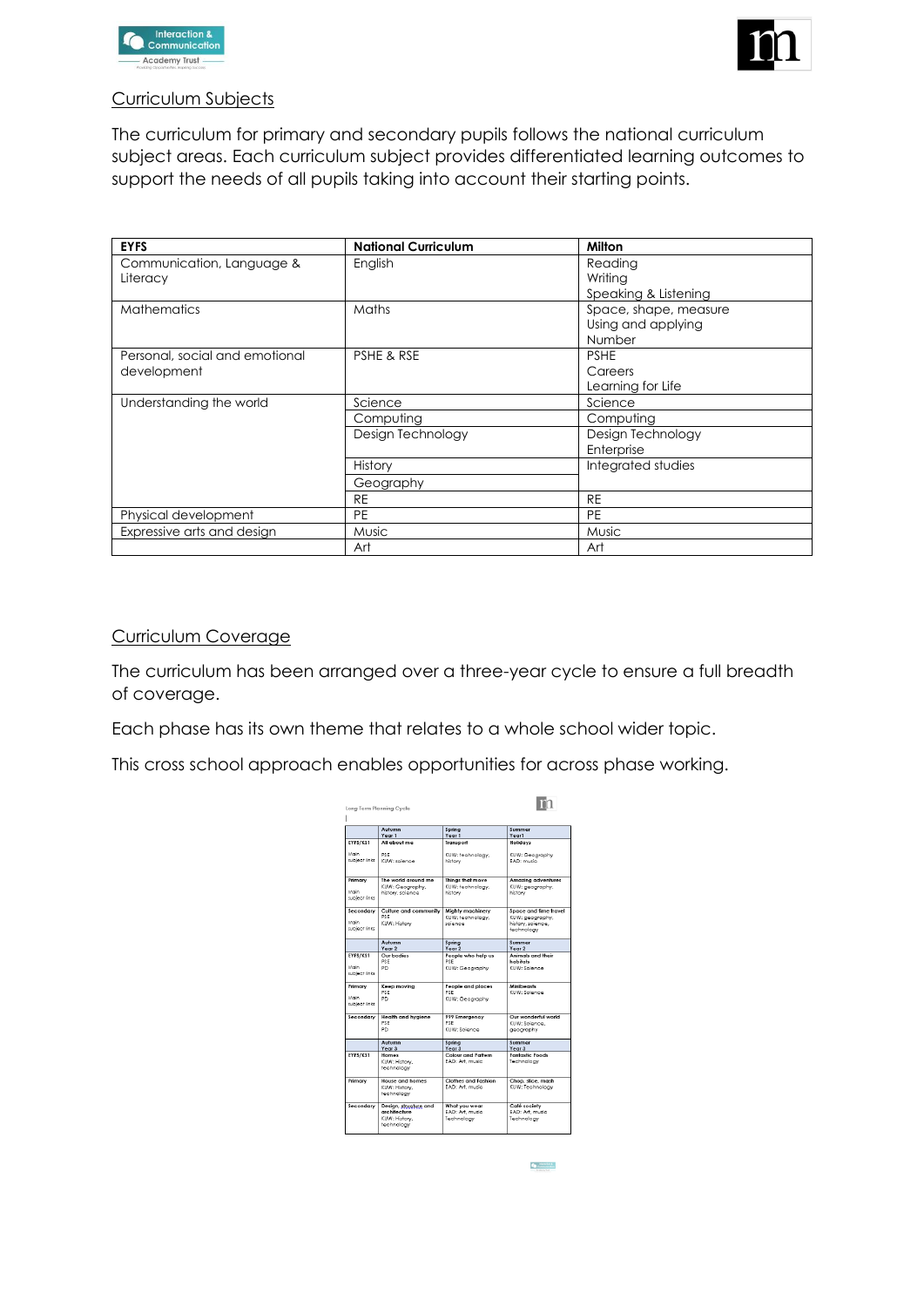## Curriculum Subjects

The curriculum for primary and secondary pupils follows the national curriculum subject areas. Each curriculum subject provides differentiated learning outcomes to support the needs of all pupils taking into account their starting points.

| **EYFS** | **National Curriculum** | **Milton** |
|---|---|---|
| Communication, Language & Literacy | English | Reading<br>Writing<br>Speaking & Listening |
| Mathematics | Maths | Space, shape, measure<br>Using and applying<br>Number |
| Personal, social and emotional development | PSHE & RSE | PSHE<br>Careers<br>Learning for Life |
| Understanding the world | Science | Science |
| | Computing | Computing |
| | Design Technology | Design Technology<br>Enterprise |
| | History | Integrated studies |
| | Geography | |
| | RE | RE |
| Physical development | PE | PE |
| Expressive arts and design | Music | Music |
| | Art | Art |

## Curriculum Coverage

The curriculum has been arranged over a three-year cycle to ensure a full breadth of coverage.

Each phase has its own theme that relates to a whole school wider topic.

This cross school approach enables opportunities for across phase working.

Long Term Planning Cycle

| | Autumn Year 1 | Spring Year 1 | Summer Year 1 |
|---|---|---|---|
| EYFS/KS1<br>Main subject links | All about me<br>PSE<br>KUW: science | Transport<br>KUW: technology, history | Holidays<br>KUW: Geography<br>EAD: music |
| Primary<br>Main subject links | The world around me<br>KUW: Geography, history, science | Things that move<br>KUW: technology, history | Amazing adventures<br>KUW: geography, history |
| Secondary<br>Main subject links | Culture and community<br>PSE<br>KUW: History | Mighty machinery<br>KUW: technology, science | Space and time travel<br>KUW: geography, history, science, technology |
| | **Autumn Year 2** | **Spring Year 2** | **Summer Year 2** |
| EYFS/KS1<br>Main subject links | Our bodies<br>PSE<br>PD | People who help us<br>PSE<br>KUW: Geography | Animals and their habitats<br>KUW: Science |
| Primary<br>Main subject links | Keep moving<br>PSE<br>PD | People and places<br>PSE<br>KUW: Geography | Minibeasts<br>KUW: Science |
| Secondary | Health and hygiene<br>PSE<br>PD | 999 Emergency<br>PSE<br>KUW: Science | Our wonderful world<br>KUW: Science, geography |
| | **Autumn Year 3** | **Spring Year 3** | **Summer Year 3** |
| EYFS/KS1 | Homes<br>KUW: History, technology | Colour and Pattern<br>EAD: Art, music | Fantastic Foods<br>Technology |
| Primary | House and homes<br>KUW: History, technology | Clothes and Fashion<br>EAD: Art, music | Chop, slice, mash<br>KUW: Technology |
| Secondary | Design, structure and architecture<br>KUW: History, technology | What you wear<br>EAD: Art, music<br>Technology | Café society<br>EAD: Art, music<br>Technology |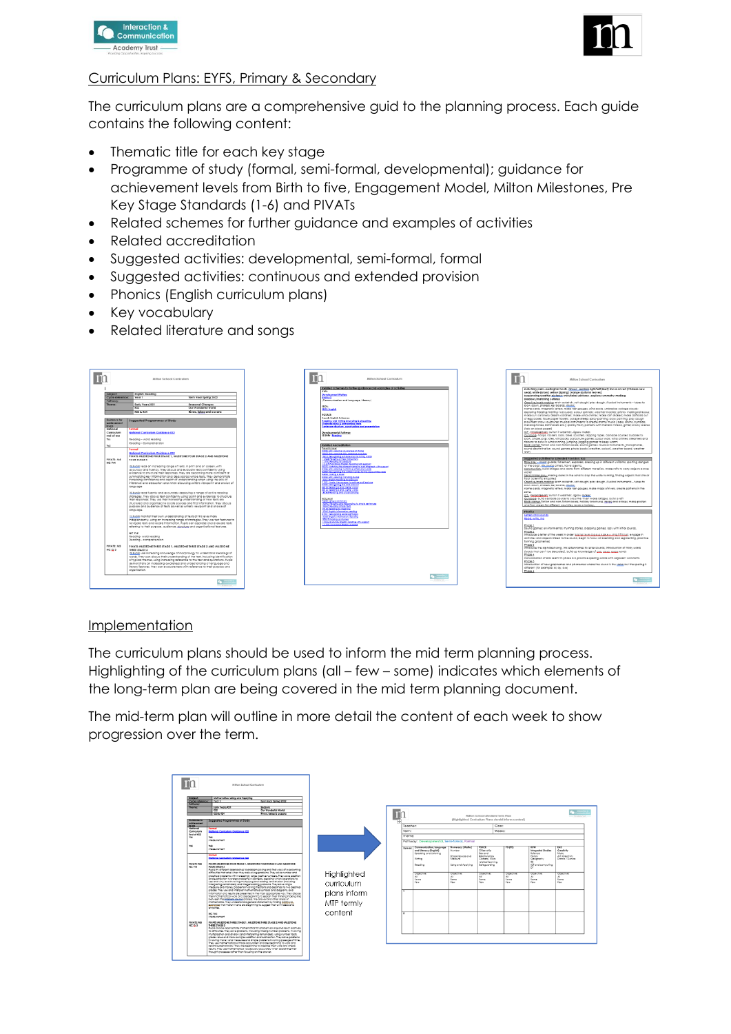## Curriculum Plans: EYFS, Primary & Secondary

The curriculum plans are a comprehensive guid to the planning process. Each guide contains the following content:

- Thematic title for each key stage
- Programme of study (formal, semi-formal, developmental); guidance for achievement levels from Birth to five, Engagement Model, Milton Milestones, Pre Key Stage Standards (1-6) and PIVATs
- Related schemes for further guidance and examples of activities
- Related accreditation
- Suggested activities: developmental, semi-formal, formal
- Suggested activities: continuous and extended provision
- Phonics (English curriculum plans)
- Key vocabulary
- Related literature and songs

## Implementation

The curriculum plans should be used to inform the mid term planning process. Highlighting of the curriculum plans (all – few – some) indicates which elements of the long-term plan are being covered in the mid term planning document.

The mid-term plan will outline in more detail the content of each week to show progression over the term.

Highlighted curriculum plans inform MTP termly content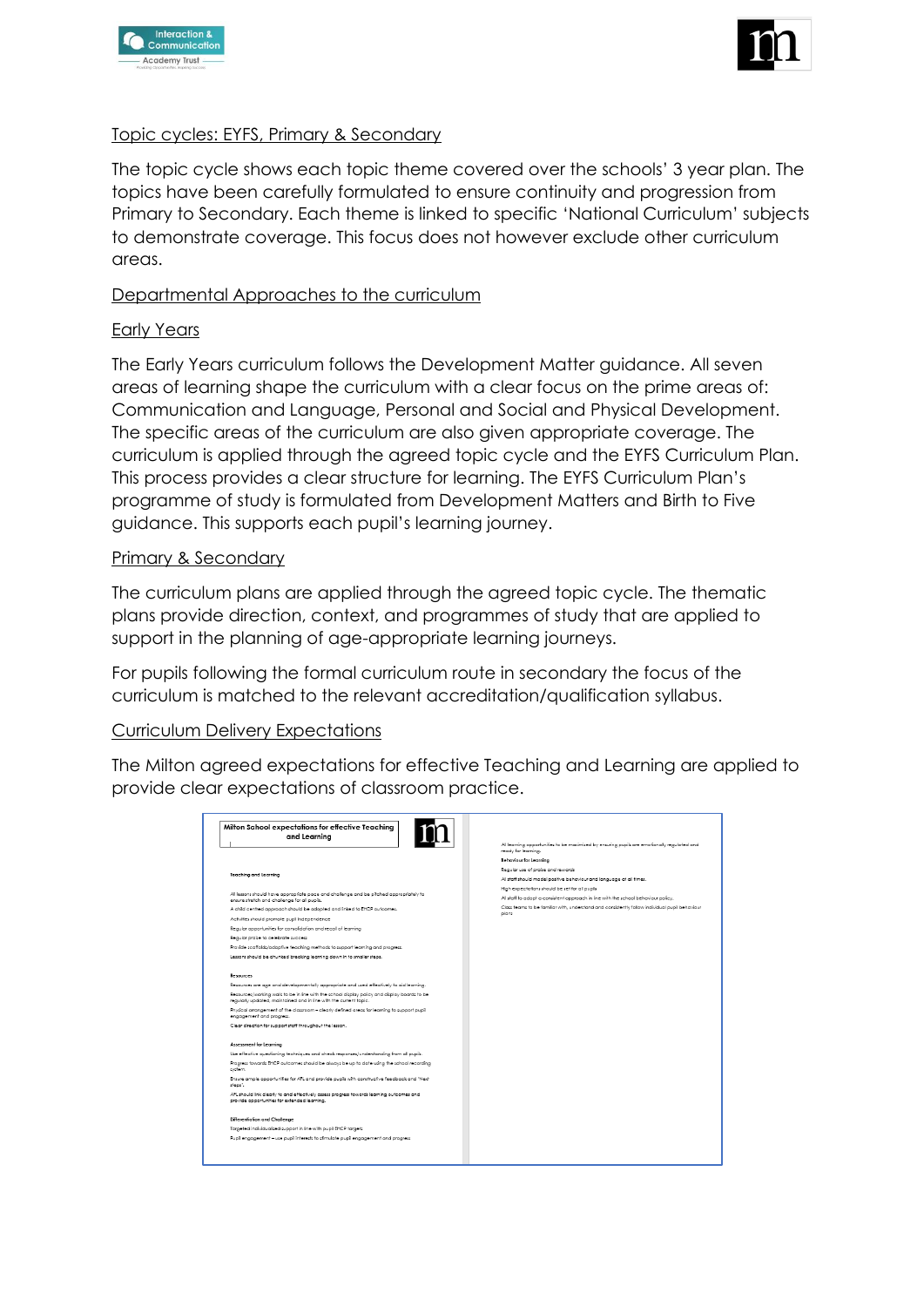## Topic cycles: EYFS, Primary & Secondary

The topic cycle shows each topic theme covered over the schools' 3 year plan. The topics have been carefully formulated to ensure continuity and progression from Primary to Secondary. Each theme is linked to specific 'National Curriculum' subjects to demonstrate coverage. This focus does not however exclude other curriculum areas.

## Departmental Approaches to the curriculum

### Early Years

The Early Years curriculum follows the Development Matter guidance. All seven areas of learning shape the curriculum with a clear focus on the prime areas of: Communication and Language, Personal and Social and Physical Development. The specific areas of the curriculum are also given appropriate coverage. The curriculum is applied through the agreed topic cycle and the EYFS Curriculum Plan. This process provides a clear structure for learning. The EYFS Curriculum Plan's programme of study is formulated from Development Matters and Birth to Five guidance. This supports each pupil's learning journey.

### Primary & Secondary

The curriculum plans are applied through the agreed topic cycle. The thematic plans provide direction, context, and programmes of study that are applied to support in the planning of age-appropriate learning journeys.

For pupils following the formal curriculum route in secondary the focus of the curriculum is matched to the relevant accreditation/qualification syllabus.

## Curriculum Delivery Expectations

The Milton agreed expectations for effective Teaching and Learning are applied to provide clear expectations of classroom practice.

**Milton School expectations for effective Teaching and Learning**

**Teaching and Learning**

All lessons should have appropriate pace and challenge and be pitched appropriately to ensure stretch and challenge for all pupils.

A child centred approach should be adopted and linked to EHCP outcomes.

Activities should promote pupil independence.

Regular opportunities for consolidation and recall of learning.

Regular praise to celebrate success.

Provide scaffolds/adaptive teaching methods to support learning and progress.

Lessons should be chunked breaking learning down in to smaller steps.

**Resources**

Resources are age and developmentally appropriate and used effectively to aid learning.

Resources/working walls to be in line with the school display policy and display boards to be regularly updated, maintained and in line with the current topic.

Physical arrangement of the classroom – clearly defined areas for learning to support pupil engagement and progress.

Clear direction for support staff throughout the lesson.

**Assessment for Learning**

Use effective questioning techniques and check responses/understanding from all pupils.

Progress towards EHCP outcomes should be always be up to date using the school recording system.

Ensure ample opportunities for AFL and provide pupils with constructive feedback and "Next steps".

AFL should link clearly to and effectively assess progress towards learning outcomes and provide opportunities for extended learning.

**Differentiation and Challenge**

Targeted individualised support in line with pupil EHCP targets.

Pupil engagement – use pupil interests to stimulate pupil engagement and progress.

All learning opportunities to be maximised by ensuring pupils are emotionally regulated and ready for learning.

**Behaviour for Learning**

Regular use of praise and rewards.

All staff should model positive behaviour and language at all times.

High expectations should be set for all pupils.

All staff to adopt a consistent approach in line with the school behaviour policy.

Class teams to be familiar with, understand and consistently follow individual pupil behaviour plans.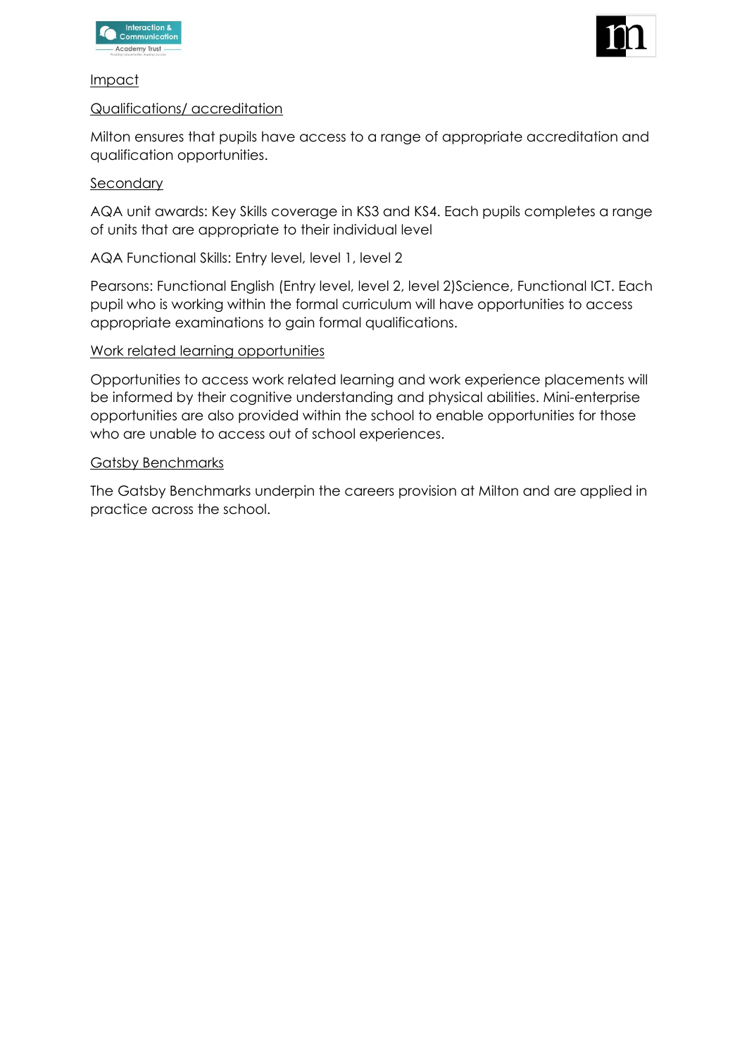Impact

Qualifications/ accreditation

Milton ensures that pupils have access to a range of appropriate accreditation and qualification opportunities.

Secondary

AQA unit awards: Key Skills coverage in KS3 and KS4. Each pupils completes a range of units that are appropriate to their individual level

AQA Functional Skills: Entry level, level 1, level 2

Pearsons: Functional English (Entry level, level 2, level 2)Science, Functional ICT. Each pupil who is working within the formal curriculum will have opportunities to access appropriate examinations to gain formal qualifications.

Work related learning opportunities

Opportunities to access work related learning and work experience placements will be informed by their cognitive understanding and physical abilities. Mini-enterprise opportunities are also provided within the school to enable opportunities for those who are unable to access out of school experiences.

Gatsby Benchmarks

The Gatsby Benchmarks underpin the careers provision at Milton and are applied in practice across the school.